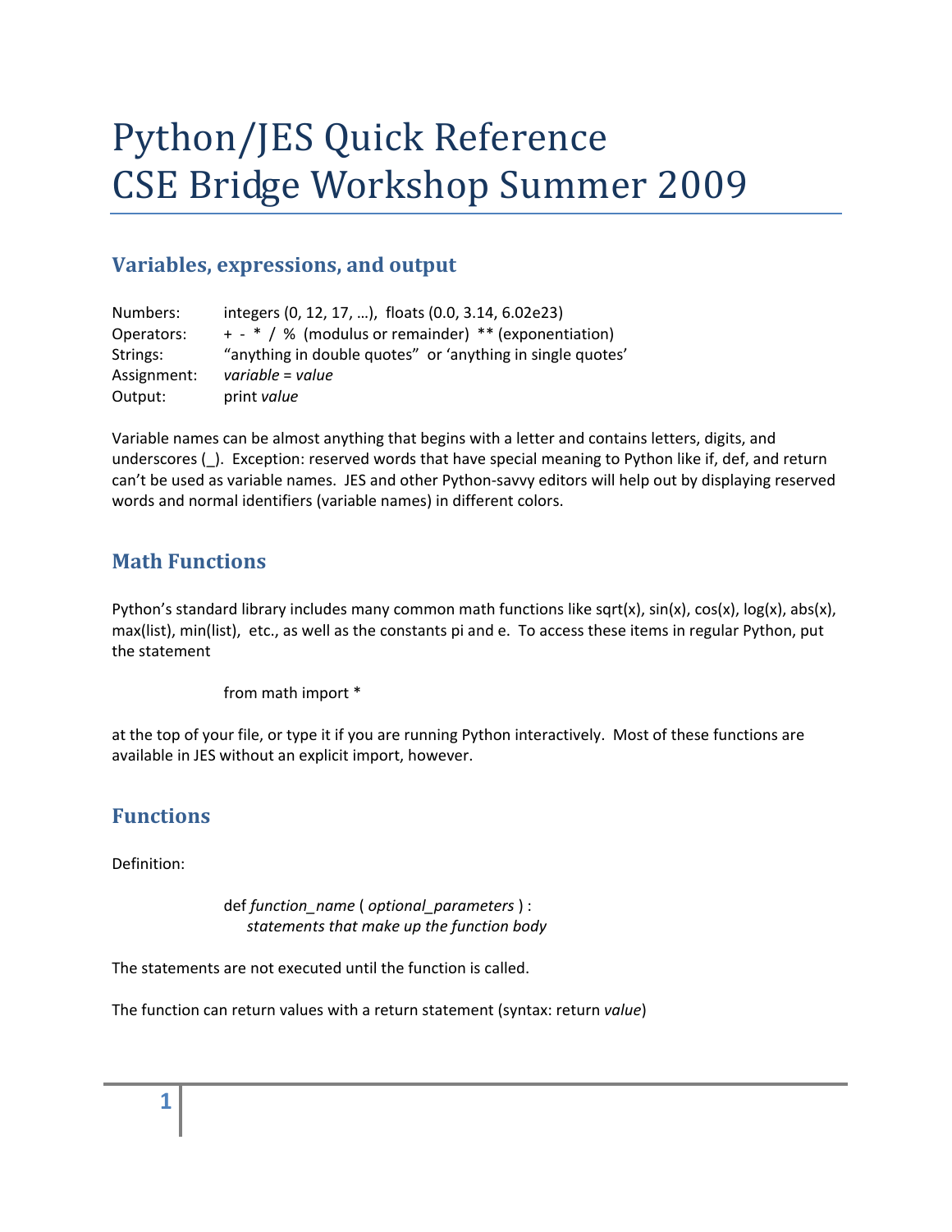# Python/JES Quick Reference
# CSE Bridge Workshop Summer 2009

## Variables, expressions, and output

| | |
|---|---|
| Numbers: | integers (0, 12, 17, …), floats (0.0, 3.14, 6.02e23) |
| Operators: | + - * / % (modulus or remainder) ** (exponentiation) |
| Strings: | "anything in double quotes" or 'anything in single quotes' |
| Assignment: | *variable* = *value* |
| Output: | print *value* |

Variable names can be almost anything that begins with a letter and contains letters, digits, and underscores (_). Exception: reserved words that have special meaning to Python like if, def, and return can't be used as variable names. JES and other Python-savvy editors will help out by displaying reserved words and normal identifiers (variable names) in different colors.

## Math Functions

Python's standard library includes many common math functions like sqrt(x), sin(x), cos(x), log(x), abs(x), max(list), min(list), etc., as well as the constants pi and e. To access these items in regular Python, put the statement

```
from math import *
```

at the top of your file, or type it if you are running Python interactively. Most of these functions are available in JES without an explicit import, however.

## Functions

Definition:

```
def function_name ( optional_parameters ) :
    statements that make up the function body
```

The statements are not executed until the function is called.

The function can return values with a return statement (syntax: return *value*)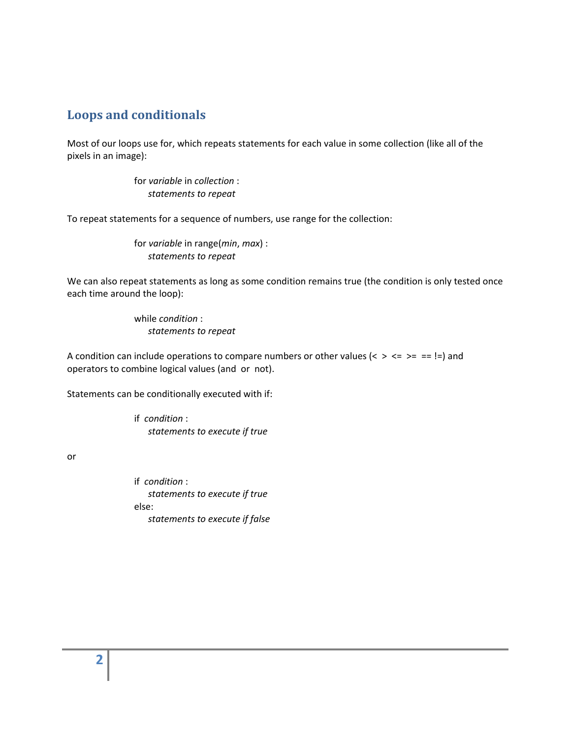## Loops and conditionals

Most of our loops use for, which repeats statements for each value in some collection (like all of the pixels in an image):

> for *variable* in *collection* :
>     *statements to repeat*

To repeat statements for a sequence of numbers, use range for the collection:

> for *variable* in range(*min*, *max*) :
>     *statements to repeat*

We can also repeat statements as long as some condition remains true (the condition is only tested once each time around the loop):

> while *condition* :
>     *statements to repeat*

A condition can include operations to compare numbers or other values (< > <= >= == !=) and operators to combine logical values (and or not).

Statements can be conditionally executed with if:

> if *condition* :
>     *statements to execute if true*

or

> if *condition* :
>     *statements to execute if true*
> else:
>     *statements to execute if false*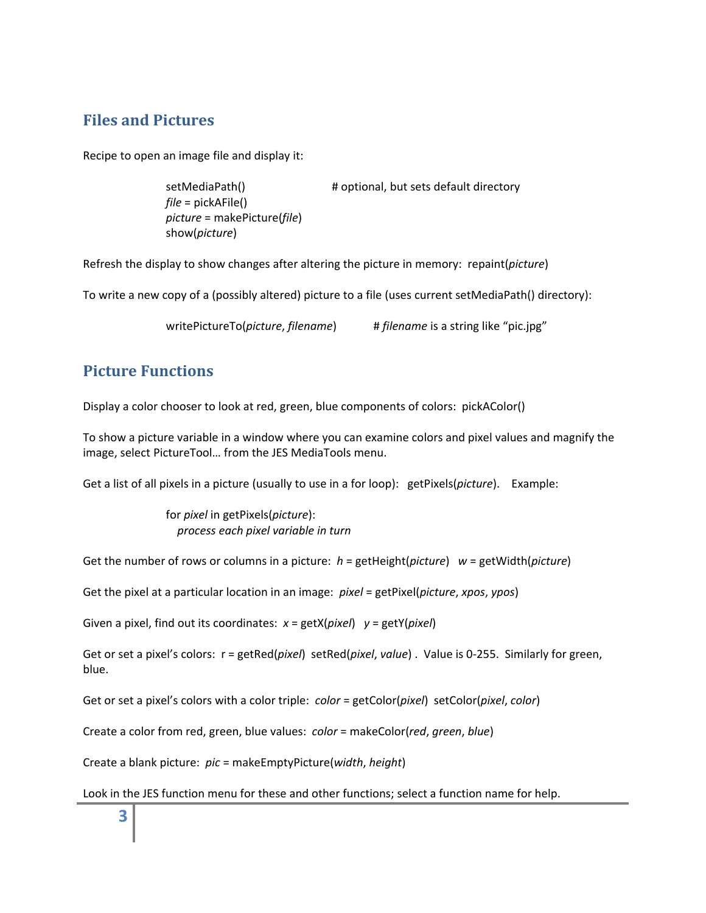## Files and Pictures

Recipe to open an image file and display it:

```
setMediaPath()                    # optional, but sets default directory
file = pickAFile()
picture = makePicture(file)
show(picture)
```

Refresh the display to show changes after altering the picture in memory: repaint(*picture*)

To write a new copy of a (possibly altered) picture to a file (uses current setMediaPath() directory):

```
writePictureTo(picture, filename)          # filename is a string like "pic.jpg"
```

## Picture Functions

Display a color chooser to look at red, green, blue components of colors: pickAColor()

To show a picture variable in a window where you can examine colors and pixel values and magnify the image, select PictureTool… from the JES MediaTools menu.

Get a list of all pixels in a picture (usually to use in a for loop): getPixels(*picture*). Example:

```
for pixel in getPixels(picture):
   process each pixel variable in turn
```

Get the number of rows or columns in a picture: *h* = getHeight(*picture*) *w* = getWidth(*picture*)

Get the pixel at a particular location in an image: *pixel* = getPixel(*picture*, *xpos*, *ypos*)

Given a pixel, find out its coordinates: *x* = getX(*pixel*) *y* = getY(*pixel*)

Get or set a pixel's colors: r = getRed(*pixel*) setRed(*pixel*, *value*) . Value is 0-255. Similarly for green, blue.

Get or set a pixel's colors with a color triple: *color* = getColor(*pixel*) setColor(*pixel*, *color*)

Create a color from red, green, blue values: *color* = makeColor(*red*, *green*, *blue*)

Create a blank picture: *pic* = makeEmptyPicture(*width*, *height*)

Look in the JES function menu for these and other functions; select a function name for help.